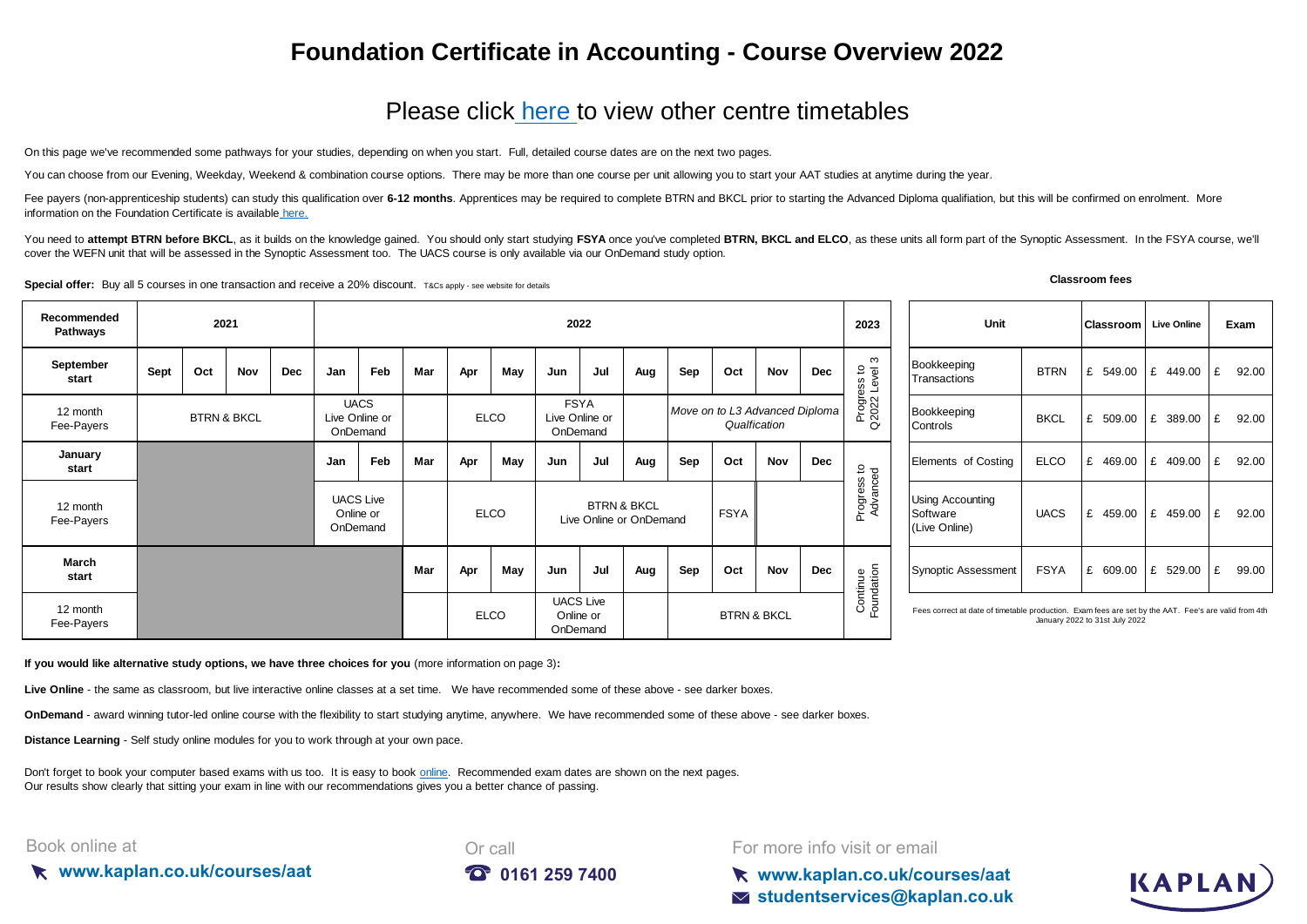# Foundation Certificate in Accounting - Course Overview 2022

## Please click here to view other centre timetables

On this page we've recommended some pathways for your studies, depending on when you start. Full, detailed course dates are on the next two pages.

You can choose from our Evening, Weekday, Weekend & combination course options. There may be more than one course per unit allowing you to start your AAT studies at anytime during the year.

Fee payers (non-apprenticeship students) can study this qualification over **6-12 months**. Apprentices may be required to complete BTRN and BKCL prior to starting the Advanced Diploma qualifiation, but this will be confirmed on enrolment. More information on the Foundation Certificate is available here.

You need to **attempt BTRN before BKCL**, as it builds on the knowledge gained. You should only start studying **FSYA** once you've completed **BTRN, BKCL and ELCO**, as these units all form part of the Synoptic Assessment. In the FSYA course, we'll cover the WEFN unit that will be assessed in the Synoptic Assessment too. The UACS course is only available via our OnDemand study option.

**Special offer:** Buy all 5 courses in one transaction and receive a 20% discount. T&Cs apply - see website for details

| Recommended Pathways | 2021 | | | | 2022 | | | | | | | | | | | | 2023 |
|---|---|---|---|---|---|---|---|---|---|---|---|---|---|---|---|---|---|
| **September start** | Sept | Oct | Nov | Dec | Jan | Feb | Mar | Apr | May | Jun | Jul | Aug | Sep | Oct | Nov | Dec | Progress to Q2022 Level 3 |
| 12 month Fee-Payers | BTRN & BKCL | | | | UACS Live Online or OnDemand | | | ELCO | | FSYA Live Online or OnDemand | | | *Move on to L3 Advanced Diploma Qualfication* | | | | |
| **January start** | | | | | Jan | Feb | Mar | Apr | May | Jun | Jul | Aug | Sep | Oct | Nov | Dec | Progress to Advanced |
| 12 month Fee-Payers | | | | | UACS Live Online or OnDemand | | | ELCO | | BTRN & BKCL Live Online or OnDemand | | | | FSYA | | | |
| **March start** | | | | | | | Mar | Apr | May | Jun | Jul | Aug | Sep | Oct | Nov | Dec | Continue Foundation |
| 12 month Fee-Payers | | | | | | | | ELCO | | UACS Live Online or OnDemand | | | BTRN & BKCL | | | | |

**Classroom fees**

| Unit | | Classroom | Live Online | Exam |
|---|---|---|---|---|
| Bookkeeping Transactions | BTRN | £ 549.00 | £ 449.00 | £ 92.00 |
| Bookkeeping Controls | BKCL | £ 509.00 | £ 389.00 | £ 92.00 |
| Elements of Costing | ELCO | £ 469.00 | £ 409.00 | £ 92.00 |
| Using Accounting Software (Live Online) | UACS | £ 459.00 | £ 459.00 | £ 92.00 |
| Synoptic Assessment | FSYA | £ 609.00 | £ 529.00 | £ 99.00 |

Fees correct at date of timetable production. Exam fees are set by the AAT. Fee's are valid from 4th January 2022 to 31st July 2022

**If you would like alternative study options, we have three choices for you** (more information on page 3)**:**

**Live Online** - the same as classroom, but live interactive online classes at a set time. We have recommended some of these above - see darker boxes.

**OnDemand** - award winning tutor-led online course with the flexibility to start studying anytime, anywhere. We have recommended some of these above - see darker boxes.

**Distance Learning** - Self study online modules for you to work through at your own pace.

Don't forget to book your computer based exams with us too. It is easy to book online. Recommended exam dates are shown on the next pages.
Our results show clearly that sitting your exam in line with our recommendations gives you a better chance of passing.

Book online at **www.kaplan.co.uk/courses/aat**

Or call **0161 259 7400**

For more info visit or email **www.kaplan.co.uk/courses/aat** **studentservices@kaplan.co.uk**

KAPLAN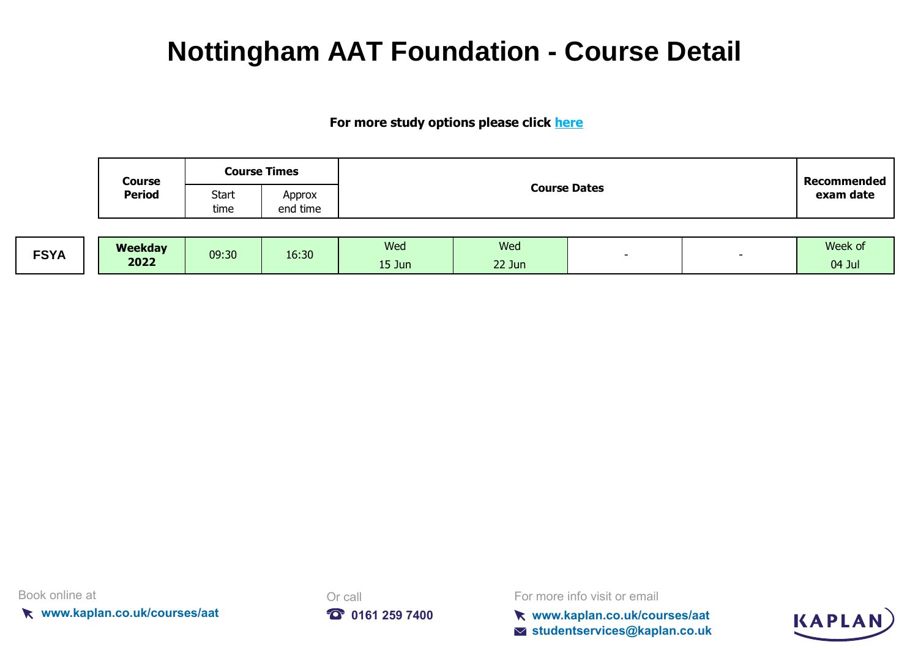# Nottingham AAT Foundation - Course Detail

**For more study options please click [here]**

| | Course Period | Course Times | | Course Dates | | | | Recommended exam date |
|---|---|---|---|---|---|---|---|---|
| | | Start time | Approx end time | | | | | |
| **FSYA** | **Weekday 2022** | 09:30 | 16:30 | Wed 15 Jun | Wed 22 Jun | - | - | Week of 04 Jul |

Book online at
**www.kaplan.co.uk/courses/aat**

Or call
**0161 259 7400**

For more info visit or email
**www.kaplan.co.uk/courses/aat**
**studentservices@kaplan.co.uk**

KAPLAN